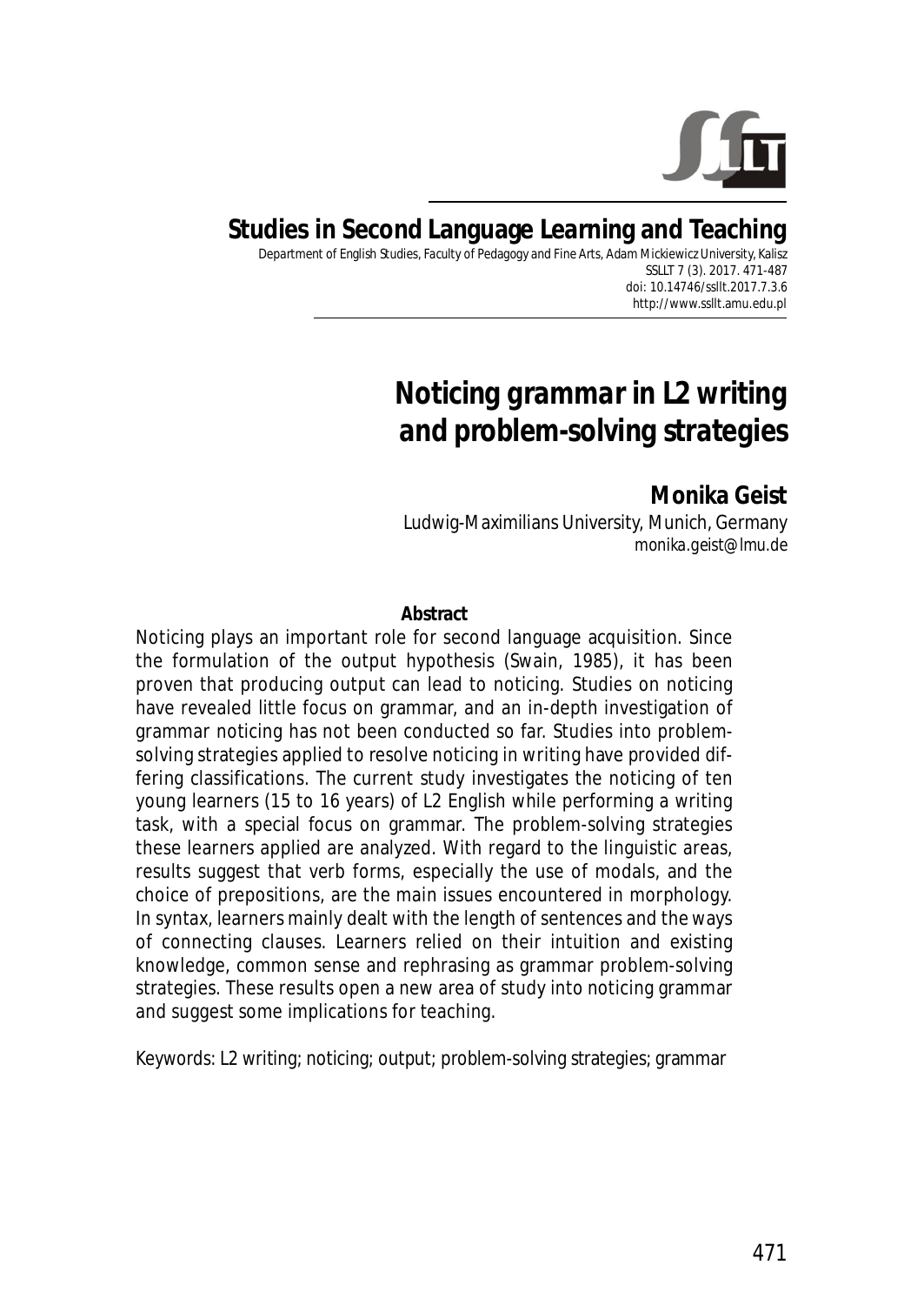**Studies in Second Language Learning and Teaching**

Department of English Studies, Faculty of Pedagogy and Fine Arts, Adam Mickiewicz University, Kalisz
SSLLT 7 (3). 2017. 471-487
doi: 10.14746/ssllt.2017.7.3.6
http://www.ssllt.amu.edu.pl

# *Noticing grammar in L2 writing and problem-solving strategies*

**Monika Geist**
Ludwig-Maximilians University, Munich, Germany
monika.geist@lmu.de

**Abstract**

Noticing plays an important role for second language acquisition. Since the formulation of the output hypothesis (Swain, 1985), it has been proven that producing output can lead to noticing. Studies on noticing have revealed little focus on grammar, and an in-depth investigation of grammar noticing has not been conducted so far. Studies into problem-solving strategies applied to resolve noticing in writing have provided differing classifications. The current study investigates the noticing of ten young learners (15 to 16 years) of L2 English while performing a writing task, with a special focus on grammar. The problem-solving strategies these learners applied are analyzed. With regard to the linguistic areas, results suggest that verb forms, especially the use of modals, and the choice of prepositions, are the main issues encountered in morphology. In syntax, learners mainly dealt with the length of sentences and the ways of connecting clauses. Learners relied on their intuition and existing knowledge, common sense and rephrasing as grammar problem-solving strategies. These results open a new area of study into noticing grammar and suggest some implications for teaching.

Keywords: L2 writing; noticing; output; problem-solving strategies; grammar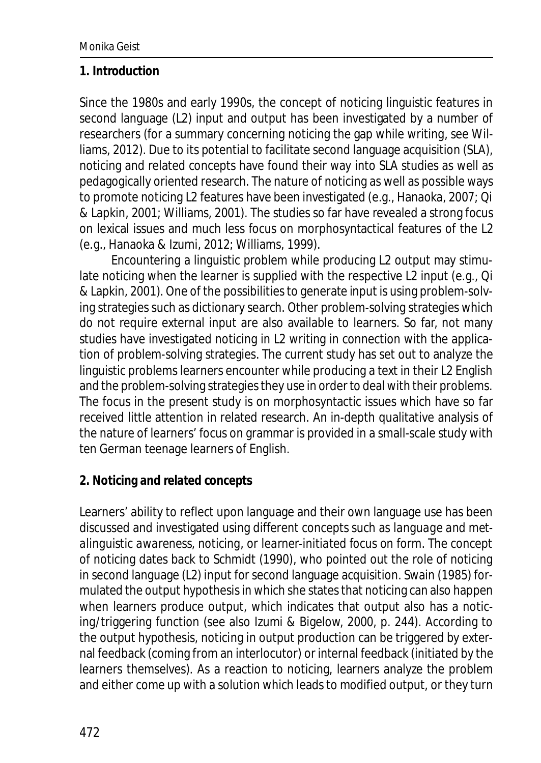## 1. Introduction

Since the 1980s and early 1990s, the concept of noticing linguistic features in second language (L2) input and output has been investigated by a number of researchers (for a summary concerning noticing the gap while writing, see Williams, 2012). Due to its potential to facilitate second language acquisition (SLA), noticing and related concepts have found their way into SLA studies as well as pedagogically oriented research. The nature of noticing as well as possible ways to promote noticing L2 features have been investigated (e.g., Hanaoka, 2007; Qi & Lapkin, 2001; Williams, 2001). The studies so far have revealed a strong focus on lexical issues and much less focus on morphosyntactical features of the L2 (e.g., Hanaoka & Izumi, 2012; Williams, 1999).

Encountering a linguistic problem while producing L2 output may stimulate noticing when the learner is supplied with the respective L2 input (e.g., Qi & Lapkin, 2001). One of the possibilities to generate input is using problem-solving strategies such as dictionary search. Other problem-solving strategies which do not require external input are also available to learners. So far, not many studies have investigated noticing in L2 writing in connection with the application of problem-solving strategies. The current study has set out to analyze the linguistic problems learners encounter while producing a text in their L2 English and the problem-solving strategies they use in order to deal with their problems. The focus in the present study is on morphosyntactic issues which have so far received little attention in related research. An in-depth qualitative analysis of the nature of learners' focus on grammar is provided in a small-scale study with ten German teenage learners of English.

## 2. Noticing and related concepts

Learners' ability to reflect upon language and their own language use has been discussed and investigated using different concepts such as *language and metalinguistic awareness*, *noticing*, or *learner-initiated focus on form*. The concept of noticing dates back to Schmidt (1990), who pointed out the role of noticing in second language (L2) input for second language acquisition. Swain (1985) formulated the output hypothesis in which she states that noticing can also happen when learners produce output, which indicates that output also has a noticing/triggering function (see also Izumi & Bigelow, 2000, p. 244). According to the output hypothesis, noticing in output production can be triggered by external feedback (coming from an interlocutor) or internal feedback (initiated by the learners themselves). As a reaction to noticing, learners analyze the problem and either come up with a solution which leads to modified output, or they turn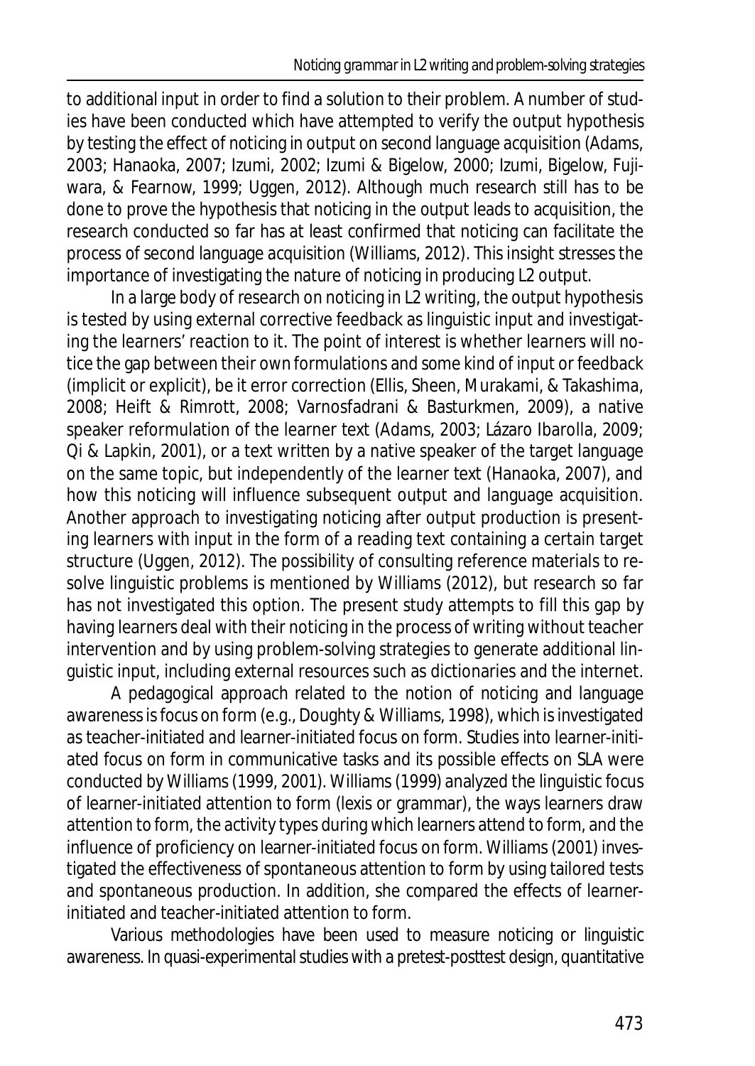to additional input in order to find a solution to their problem. A number of studies have been conducted which have attempted to verify the output hypothesis by testing the effect of noticing in output on second language acquisition (Adams, 2003; Hanaoka, 2007; Izumi, 2002; Izumi & Bigelow, 2000; Izumi, Bigelow, Fujiwara, & Fearnow, 1999; Uggen, 2012). Although much research still has to be done to prove the hypothesis that noticing in the output leads to acquisition, the research conducted so far has at least confirmed that noticing can facilitate the process of second language acquisition (Williams, 2012). This insight stresses the importance of investigating the nature of noticing in producing L2 output.

In a large body of research on noticing in L2 writing, the output hypothesis is tested by using external corrective feedback as linguistic input and investigating the learners' reaction to it. The point of interest is whether learners will notice the gap between their own formulations and some kind of input or feedback (implicit or explicit), be it error correction (Ellis, Sheen, Murakami, & Takashima, 2008; Heift & Rimrott, 2008; Varnosfadrani & Basturkmen, 2009), a native speaker reformulation of the learner text (Adams, 2003; Lázaro Ibarolla, 2009; Qi & Lapkin, 2001), or a text written by a native speaker of the target language on the same topic, but independently of the learner text (Hanaoka, 2007), and how this noticing will influence subsequent output and language acquisition. Another approach to investigating noticing after output production is presenting learners with input in the form of a reading text containing a certain target structure (Uggen, 2012). The possibility of consulting reference materials to resolve linguistic problems is mentioned by Williams (2012), but research so far has not investigated this option. The present study attempts to fill this gap by having learners deal with their noticing in the process of writing without teacher intervention and by using problem-solving strategies to generate additional linguistic input, including external resources such as dictionaries and the internet.

A pedagogical approach related to the notion of noticing and language awareness is focus on form (e.g., Doughty & Williams, 1998), which is investigated as teacher-initiated and learner-initiated focus on form. Studies into learner-initiated focus on form in communicative tasks and its possible effects on SLA were conducted by Williams (1999, 2001). Williams (1999) analyzed the linguistic focus of learner-initiated attention to form (lexis or grammar), the ways learners draw attention to form, the activity types during which learners attend to form, and the influence of proficiency on learner-initiated focus on form. Williams (2001) investigated the effectiveness of spontaneous attention to form by using tailored tests and spontaneous production. In addition, she compared the effects of learner-initiated and teacher-initiated attention to form.

Various methodologies have been used to measure noticing or linguistic awareness. In quasi-experimental studies with a pretest-posttest design, quantitative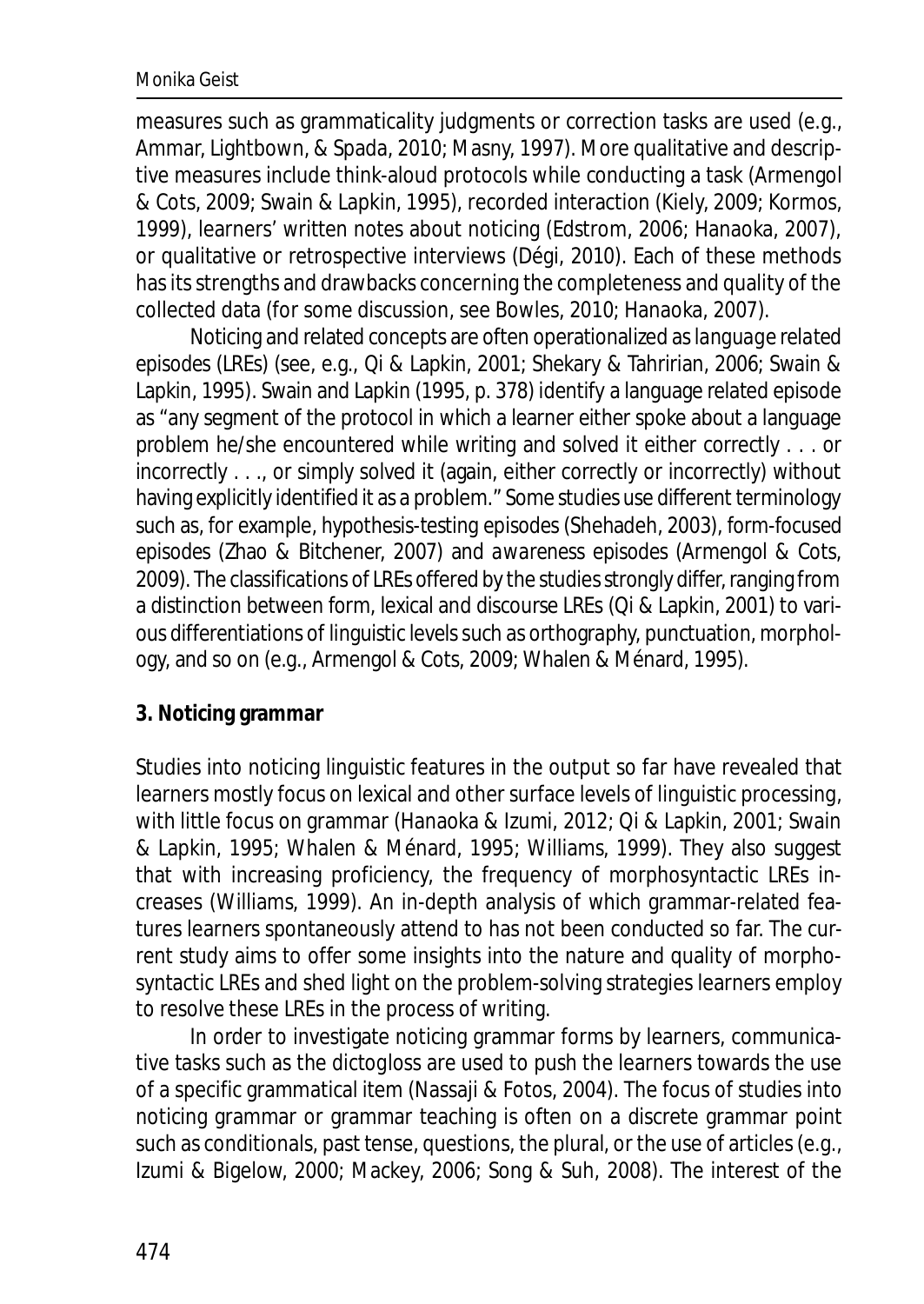measures such as grammaticality judgments or correction tasks are used (e.g., Ammar, Lightbown, & Spada, 2010; Masny, 1997). More qualitative and descriptive measures include think-aloud protocols while conducting a task (Armengol & Cots, 2009; Swain & Lapkin, 1995), recorded interaction (Kiely, 2009; Kormos, 1999), learners' written notes about noticing (Edstrom, 2006; Hanaoka, 2007), or qualitative or retrospective interviews (Dégi, 2010). Each of these methods has its strengths and drawbacks concerning the completeness and quality of the collected data (for some discussion, see Bowles, 2010; Hanaoka, 2007).

Noticing and related concepts are often operationalized as *language related episodes* (LREs) (see, e.g., Qi & Lapkin, 2001; Shekary & Tahririan, 2006; Swain & Lapkin, 1995). Swain and Lapkin (1995, p. 378) identify a language related episode as "any segment of the protocol in which a learner either spoke about a language problem he/she encountered while writing and solved it either correctly . . . or incorrectly . . ., or simply solved it (again, either correctly or incorrectly) without having explicitly identified it as a problem." Some studies use different terminology such as, for example, hypothesis-testing episodes (Shehadeh, 2003), form-focused episodes (Zhao & Bitchener, 2007) and awareness episodes (Armengol & Cots, 2009). The classifications of LREs offered by the studies strongly differ, ranging from a distinction between form, lexical and discourse LREs (Qi & Lapkin, 2001) to various differentiations of linguistic levels such as orthography, punctuation, morphology, and so on (e.g., Armengol & Cots, 2009; Whalen & Ménard, 1995).

## 3. Noticing grammar

Studies into noticing linguistic features in the output so far have revealed that learners mostly focus on lexical and other surface levels of linguistic processing, with little focus on grammar (Hanaoka & Izumi, 2012; Qi & Lapkin, 2001; Swain & Lapkin, 1995; Whalen & Ménard, 1995; Williams, 1999). They also suggest that with increasing proficiency, the frequency of morphosyntactic LREs increases (Williams, 1999). An in-depth analysis of which grammar-related features learners spontaneously attend to has not been conducted so far. The current study aims to offer some insights into the nature and quality of morphosyntactic LREs and shed light on the problem-solving strategies learners employ to resolve these LREs in the process of writing.

In order to investigate noticing grammar forms by learners, communicative tasks such as the dictogloss are used to push the learners towards the use of a specific grammatical item (Nassaji & Fotos, 2004). The focus of studies into noticing grammar or grammar teaching is often on a discrete grammar point such as conditionals, past tense, questions, the plural, or the use of articles (e.g., Izumi & Bigelow, 2000; Mackey, 2006; Song & Suh, 2008). The interest of the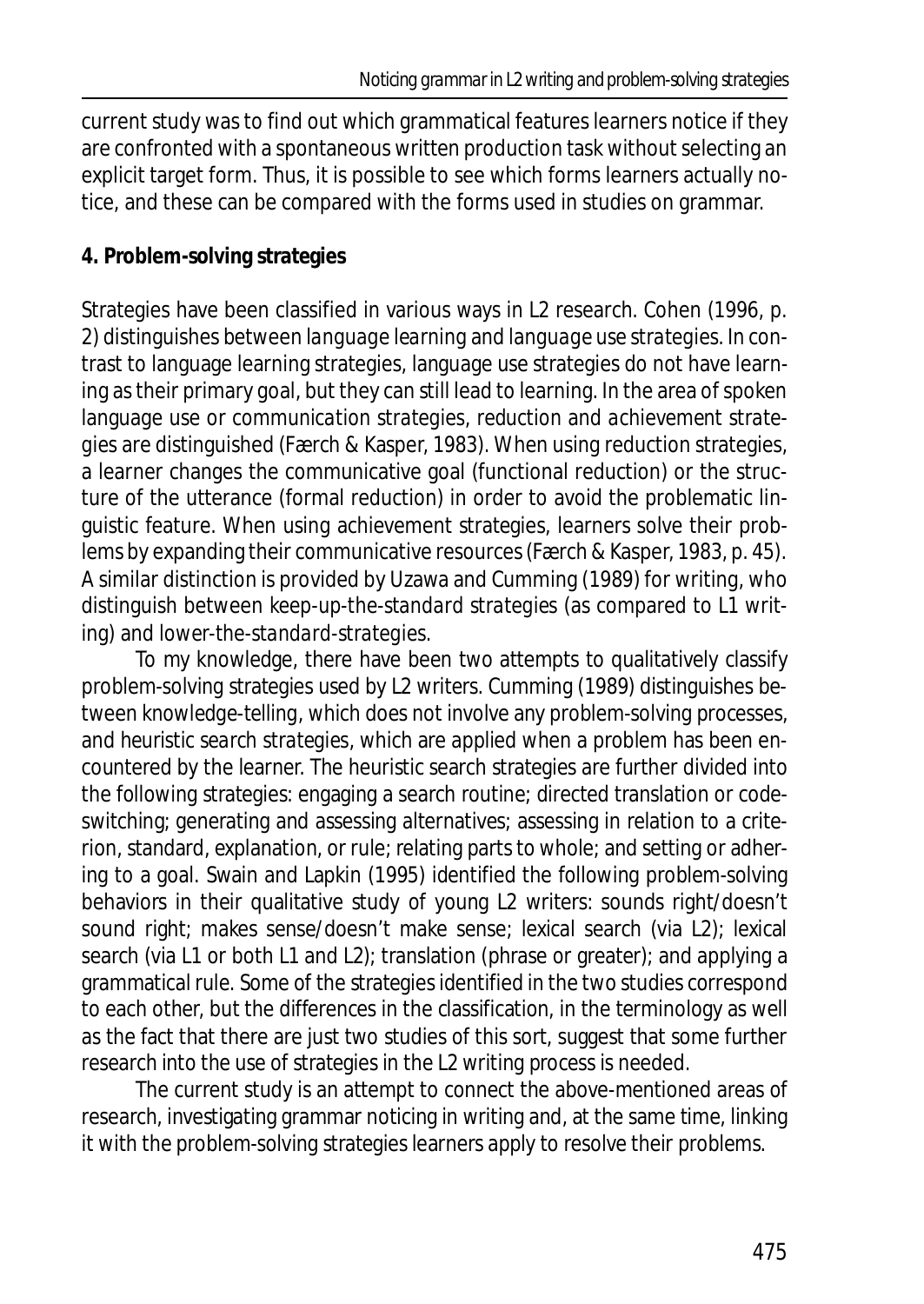current study was to find out which grammatical features learners notice if they are confronted with a spontaneous written production task without selecting an explicit target form. Thus, it is possible to see which forms learners actually notice, and these can be compared with the forms used in studies on grammar.

## 4. Problem-solving strategies

Strategies have been classified in various ways in L2 research. Cohen (1996, p. 2) distinguishes between *language learning* and *language use strategies*. In contrast to language learning strategies, language use strategies do not have learning as their primary goal, but they can still lead to learning. In the area of spoken language use or *communication strategies*, *reduction* and *achievement strategies* are distinguished (Færch & Kasper, 1983). When using reduction strategies, a learner changes the communicative goal (functional reduction) or the structure of the utterance (formal reduction) in order to avoid the problematic linguistic feature. When using achievement strategies, learners solve their problems by expanding their communicative resources (Færch & Kasper, 1983, p. 45). A similar distinction is provided by Uzawa and Cumming (1989) for writing, who distinguish between *keep-up-the-standard strategies* (as compared to L1 writing) and *lower-the-standard-strategies*.

To my knowledge, there have been two attempts to qualitatively classify problem-solving strategies used by L2 writers. Cumming (1989) distinguishes between *knowledge-telling*, which does not involve any problem-solving processes, and *heuristic search strategies*, which are applied when a problem has been encountered by the learner. The heuristic search strategies are further divided into the following strategies: engaging a search routine; directed translation or code-switching; generating and assessing alternatives; assessing in relation to a criterion, standard, explanation, or rule; relating parts to whole; and setting or adhering to a goal. Swain and Lapkin (1995) identified the following problem-solving behaviors in their qualitative study of young L2 writers: sounds right/doesn't sound right; makes sense/doesn't make sense; lexical search (via L2); lexical search (via L1 or both L1 and L2); translation (phrase or greater); and applying a grammatical rule. Some of the strategies identified in the two studies correspond to each other, but the differences in the classification, in the terminology as well as the fact that there are just two studies of this sort, suggest that some further research into the use of strategies in the L2 writing process is needed.

The current study is an attempt to connect the above-mentioned areas of research, investigating grammar noticing in writing and, at the same time, linking it with the problem-solving strategies learners apply to resolve their problems.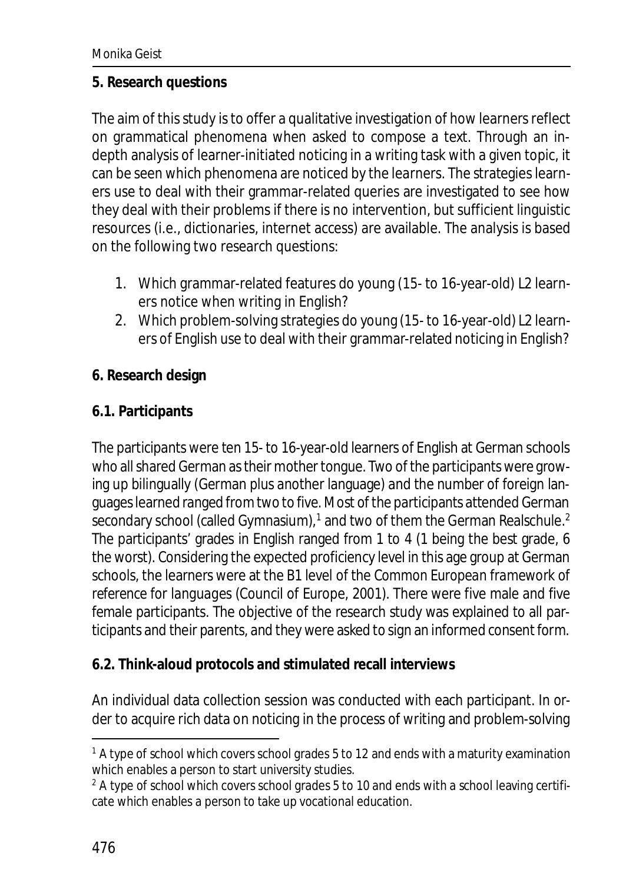## 5. Research questions

The aim of this study is to offer a qualitative investigation of how learners reflect on grammatical phenomena when asked to compose a text. Through an in-depth analysis of learner-initiated noticing in a writing task with a given topic, it can be seen which phenomena are noticed by the learners. The strategies learners use to deal with their grammar-related queries are investigated to see how they deal with their problems if there is no intervention, but sufficient linguistic resources (i.e., dictionaries, internet access) are available. The analysis is based on the following two research questions:

1. Which grammar-related features do young (15- to 16-year-old) L2 learners notice when writing in English?
2. Which problem-solving strategies do young (15- to 16-year-old) L2 learners of English use to deal with their grammar-related noticing in English?

## 6. Research design

### 6.1. Participants

The participants were ten 15- to 16-year-old learners of English at German schools who all shared German as their mother tongue. Two of the participants were growing up bilingually (German plus another language) and the number of foreign languages learned ranged from two to five. Most of the participants attended German secondary school (called Gymnasium),[1] and two of them the German Realschule.[2] The participants' grades in English ranged from 1 to 4 (1 being the best grade, 6 the worst). Considering the expected proficiency level in this age group at German schools, the learners were at the B1 level of the *Common European framework of reference for languages* (Council of Europe, 2001). There were five male and five female participants. The objective of the research study was explained to all participants and their parents, and they were asked to sign an informed consent form.

### 6.2. Think-aloud protocols and stimulated recall interviews

An individual data collection session was conducted with each participant. In order to acquire rich data on noticing in the process of writing and problem-solving

---

[1] A type of school which covers school grades 5 to 12 and ends with a maturity examination which enables a person to start university studies.

[2] A type of school which covers school grades 5 to 10 and ends with a school leaving certificate which enables a person to take up vocational education.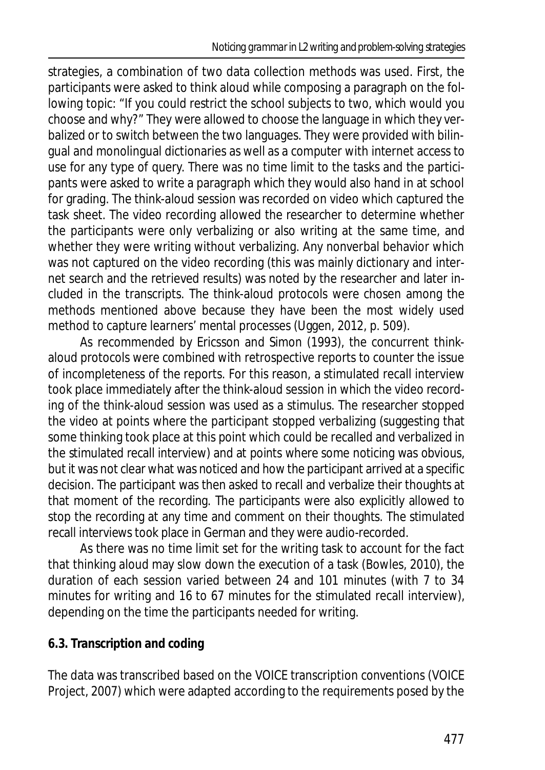strategies, a combination of two data collection methods was used. First, the participants were asked to think aloud while composing a paragraph on the following topic: "If you could restrict the school subjects to two, which would you choose and why?" They were allowed to choose the language in which they verbalized or to switch between the two languages. They were provided with bilingual and monolingual dictionaries as well as a computer with internet access to use for any type of query. There was no time limit to the tasks and the participants were asked to write a paragraph which they would also hand in at school for grading. The think-aloud session was recorded on video which captured the task sheet. The video recording allowed the researcher to determine whether the participants were only verbalizing or also writing at the same time, and whether they were writing without verbalizing. Any nonverbal behavior which was not captured on the video recording (this was mainly dictionary and internet search and the retrieved results) was noted by the researcher and later included in the transcripts. The think-aloud protocols were chosen among the methods mentioned above because they have been the most widely used method to capture learners' mental processes (Uggen, 2012, p. 509).

As recommended by Ericsson and Simon (1993), the concurrent think-aloud protocols were combined with retrospective reports to counter the issue of incompleteness of the reports. For this reason, a stimulated recall interview took place immediately after the think-aloud session in which the video recording of the think-aloud session was used as a stimulus. The researcher stopped the video at points where the participant stopped verbalizing (suggesting that some thinking took place at this point which could be recalled and verbalized in the stimulated recall interview) and at points where some noticing was obvious, but it was not clear what was noticed and how the participant arrived at a specific decision. The participant was then asked to recall and verbalize their thoughts at that moment of the recording. The participants were also explicitly allowed to stop the recording at any time and comment on their thoughts. The stimulated recall interviews took place in German and they were audio-recorded.

As there was no time limit set for the writing task to account for the fact that thinking aloud may slow down the execution of a task (Bowles, 2010), the duration of each session varied between 24 and 101 minutes (with 7 to 34 minutes for writing and 16 to 67 minutes for the stimulated recall interview), depending on the time the participants needed for writing.

### 6.3. Transcription and coding

The data was transcribed based on the VOICE transcription conventions (VOICE Project, 2007) which were adapted according to the requirements posed by the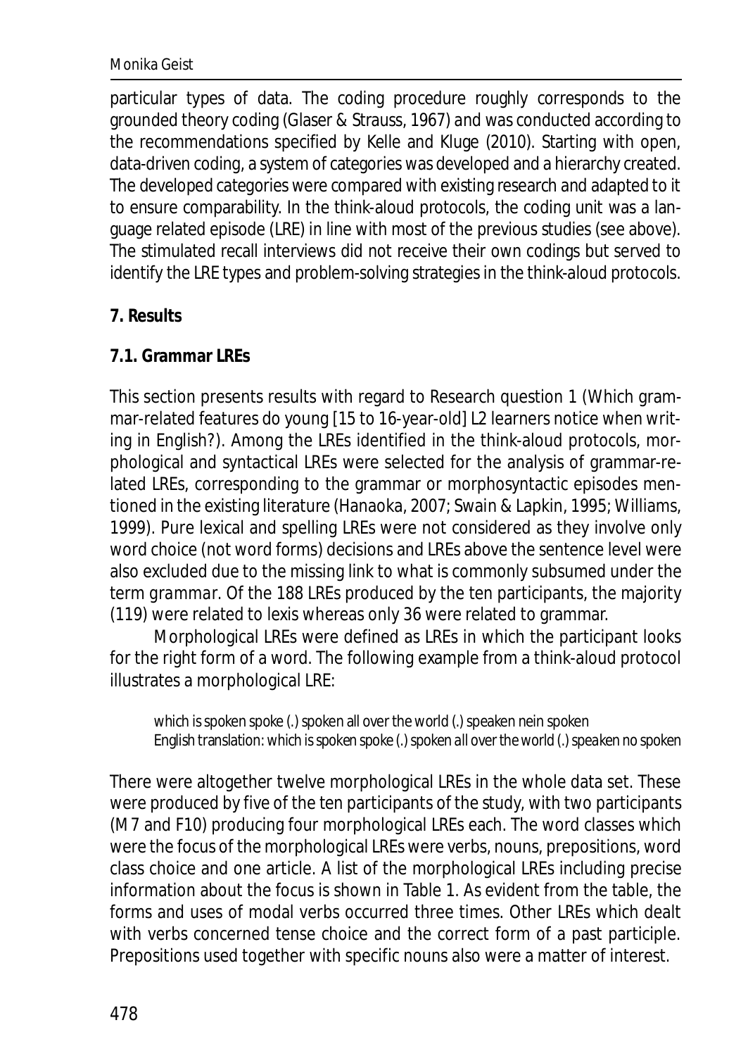particular types of data. The coding procedure roughly corresponds to the grounded theory coding (Glaser & Strauss, 1967) and was conducted according to the recommendations specified by Kelle and Kluge (2010). Starting with open, data-driven coding, a system of categories was developed and a hierarchy created. The developed categories were compared with existing research and adapted to it to ensure comparability. In the think-aloud protocols, the coding unit was a language related episode (LRE) in line with most of the previous studies (see above). The stimulated recall interviews did not receive their own codings but served to identify the LRE types and problem-solving strategies in the think-aloud protocols.

## 7. Results

### 7.1. Grammar LREs

This section presents results with regard to Research question 1 (Which grammar-related features do young [15 to 16-year-old] L2 learners notice when writing in English?). Among the LREs identified in the think-aloud protocols, morphological and syntactical LREs were selected for the analysis of grammar-related LREs, corresponding to the grammar or morphosyntactic episodes mentioned in the existing literature (Hanaoka, 2007; Swain & Lapkin, 1995; Williams, 1999). Pure lexical and spelling LREs were not considered as they involve only word choice (not word forms) decisions and LREs above the sentence level were also excluded due to the missing link to what is commonly subsumed under the term *grammar*. Of the 188 LREs produced by the ten participants, the majority (119) were related to lexis whereas only 36 were related to grammar.

Morphological LREs were defined as LREs in which the participant looks for the right form of a word. The following example from a think-aloud protocol illustrates a morphological LRE:

> which is spoken spoke (.) spoken all over the world (.) speaken nein spoken
> English translation: which is spoken spoke (.) spoken all over the world (.) speaken *no* spoken

There were altogether twelve morphological LREs in the whole data set. These were produced by five of the ten participants of the study, with two participants (M7 and F10) producing four morphological LREs each. The word classes which were the focus of the morphological LREs were verbs, nouns, prepositions, word class choice and one article. A list of the morphological LREs including precise information about the focus is shown in Table 1. As evident from the table, the forms and uses of modal verbs occurred three times. Other LREs which dealt with verbs concerned tense choice and the correct form of a past participle. Prepositions used together with specific nouns also were a matter of interest.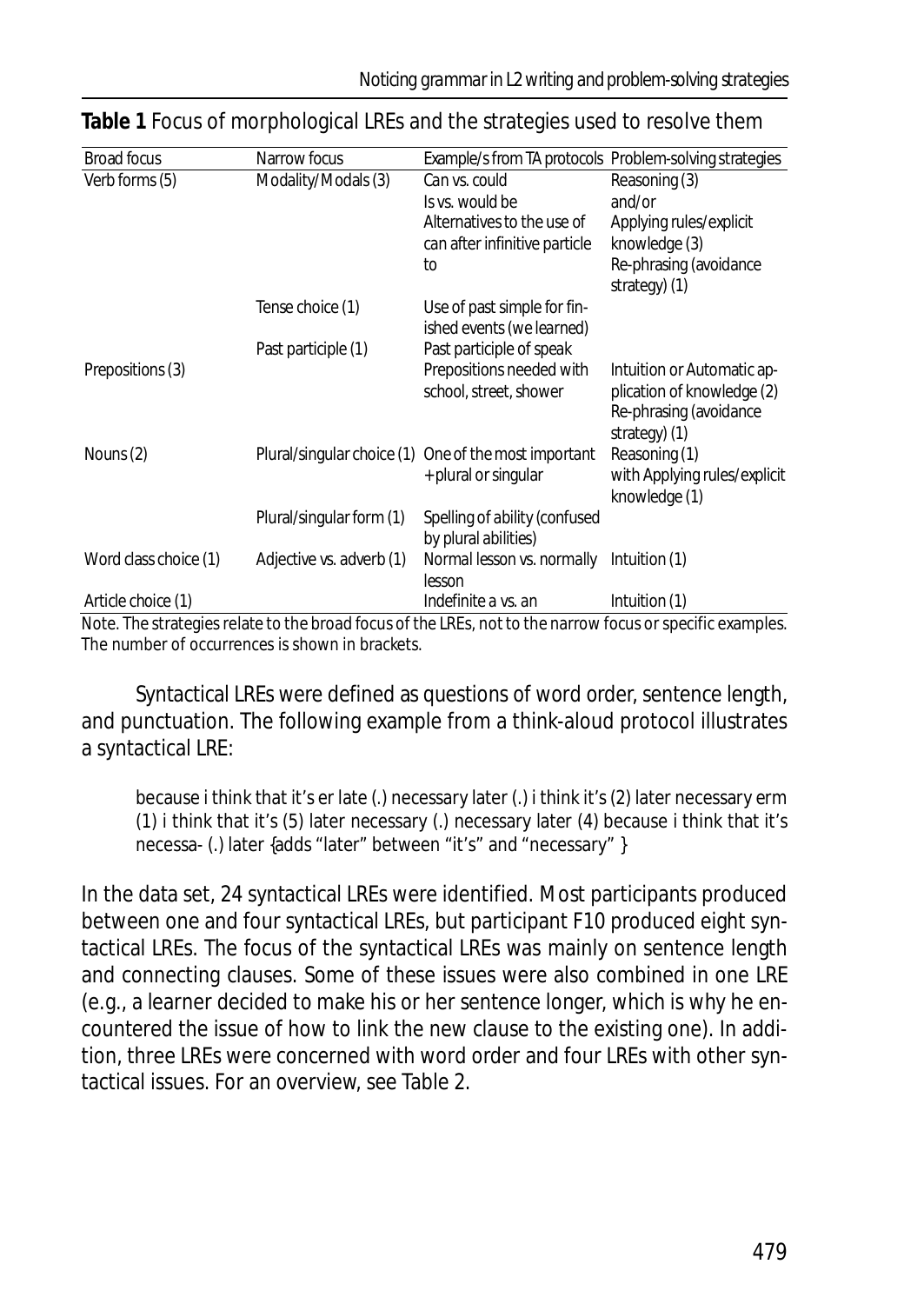**Table 1** Focus of morphological LREs and the strategies used to resolve them

| Broad focus | Narrow focus | Example/s from TA protocols | Problem-solving strategies |
|---|---|---|---|
| Verb forms (5) | Modality/Modals (3) | *Can* vs. *could*<br>*Is* vs. *would be*<br>Alternatives to the use of *can* after infinitive particle *to* | Reasoning (3)<br>and/or<br>Applying rules/explicit knowledge (3)<br>Re-phrasing (avoidance strategy) (1) |
| | Tense choice (1) | Use of past simple for finished events (*we learned*) | |
| | Past participle (1) | Past participle of *speak* | |
| Prepositions (3) | | Prepositions needed with *school*, *street*, *shower* | Intuition or Automatic application of knowledge (2)<br>Re-phrasing (avoidance strategy) (1) |
| Nouns (2) | Plural/singular choice (1) | *One of the most important* + plural or singular | Reasoning (1)<br>with Applying rules/explicit knowledge (1) |
| | Plural/singular form (1) | Spelling of *ability* (confused by plural *abilities*) | |
| Word class choice (1) | Adjective vs. adverb (1) | *Normal lesson* vs. *normally lesson* | Intuition (1) |
| Article choice (1) | | Indefinite *a* vs. *an* | Intuition (1) |

*Note*. The strategies relate to the broad focus of the LREs, not to the narrow focus or specific examples. The number of occurrences is shown in brackets.

Syntactical LREs were defined as questions of word order, sentence length, and punctuation. The following example from a think-aloud protocol illustrates a syntactical LRE:

> because i think that it's er late (.) necessary later (.) i think it's (2) later necessary erm (1) i think that it's (5) later necessary (.) necessary later (4) because i think that it's necessa- (.) later {adds "later" between "it's" and "necessary" }

In the data set, 24 syntactical LREs were identified. Most participants produced between one and four syntactical LREs, but participant F10 produced eight syntactical LREs. The focus of the syntactical LREs was mainly on sentence length and connecting clauses. Some of these issues were also combined in one LRE (e.g., a learner decided to make his or her sentence longer, which is why he encountered the issue of how to link the new clause to the existing one). In addition, three LREs were concerned with word order and four LREs with other syntactical issues. For an overview, see Table 2.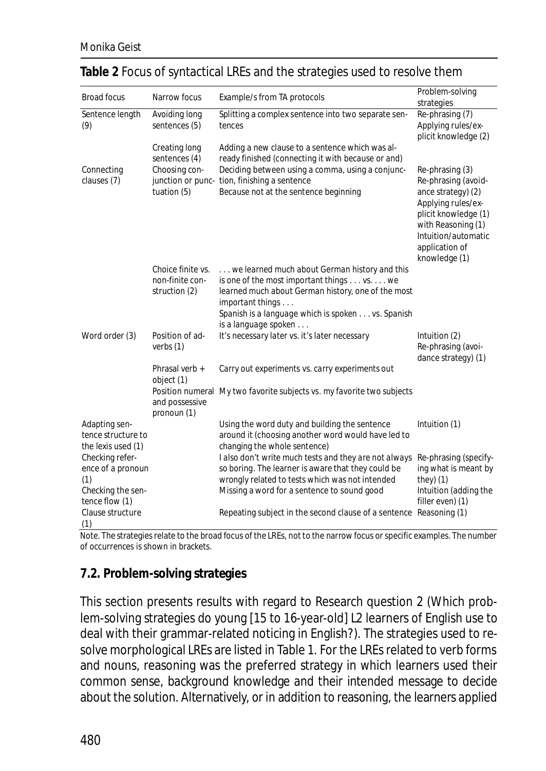**Table 2** Focus of syntactical LREs and the strategies used to resolve them

| Broad focus | Narrow focus | Example/s from TA protocols | Problem-solving strategies |
|---|---|---|---|
| Sentence length (9) | Avoiding long sentences (5) | Splitting a complex sentence into two separate sentences | Re-phrasing (7)<br>Applying rules/explicit knowledge (2) |
| | Creating long sentences (4) | Adding a new clause to a sentence which was already finished (connecting it with because or and) | |
| Connecting clauses (7) | Choosing conjunction or punctuation (5) | Deciding between using a comma, using a conjunction, finishing a sentence<br>Because not at the sentence beginning | Re-phrasing (3)<br>Re-phrasing (avoidance strategy) (2)<br>Applying rules/explicit knowledge (1) with Reasoning (1)<br>Intuition/automatic application of knowledge (1) |
| | Choice finite vs. non-finite construction (2) | *. . . we learned much about German history and this is one of the most important things . . .* vs. *. . . we learned much about German history, one of the most important things . . .*<br>*Spanish is a language which is spoken . . .* vs. *Spanish is a language spoken . . .* | |
| Word order (3) | Position of adverbs (1) | *It's necessary later* vs. *it's later necessary* | Intuition (2)<br>Re-phrasing (avoidance strategy) (1) |
| | Phrasal verb + object (1) | *Carry out experiments* vs. *carry experiments out* | |
| | Position numeral and possessive pronoun (1) | *My two favorite subjects* vs. *my favorite two subjects* | |
| Adapting sentence structure to the lexis used (1) | | Using the word duty and building the sentence around it (choosing another word would have led to changing the whole sentence) | Intuition (1) |
| Checking reference of a pronoun (1) | | *I also don't write much tests and they are not always so boring.* The learner is aware that they could be wrongly related to tests which was not intended | Re-phrasing (specifying what is meant by they) (1) |
| Checking the sentence flow (1) | | Missing a word for a sentence to sound good | Intuition (adding the filler even) (1) |
| Clause structure (1) | | Repeating subject in the second clause of a sentence | Reasoning (1) |

Note. The strategies relate to the broad focus of the LREs, not to the narrow focus or specific examples. The number of occurrences is shown in brackets.

### 7.2. Problem-solving strategies

This section presents results with regard to Research question 2 (Which problem-solving strategies do young [15 to 16-year-old] L2 learners of English use to deal with their grammar-related noticing in English?). The strategies used to resolve morphological LREs are listed in Table 1. For the LREs related to verb forms and nouns, reasoning was the preferred strategy in which learners used their common sense, background knowledge and their intended message to decide about the solution. Alternatively, or in addition to reasoning, the learners applied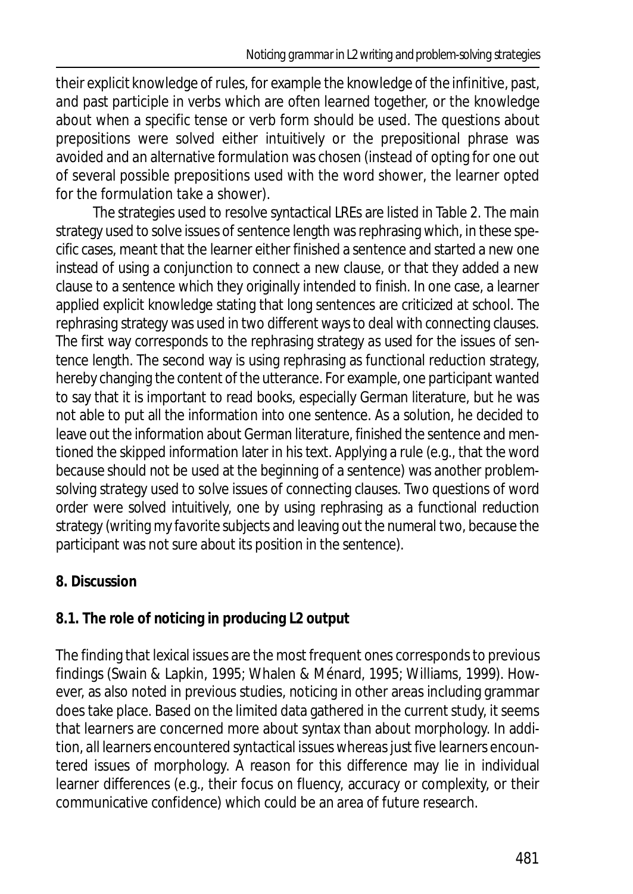their explicit knowledge of rules, for example the knowledge of the infinitive, past, and past participle in verbs which are often learned together, or the knowledge about when a specific tense or verb form should be used. The questions about prepositions were solved either intuitively or the prepositional phrase was avoided and an alternative formulation was chosen (instead of opting for one out of several possible prepositions used with the word shower, the learner opted for the formulation *take a shower*).

The strategies used to resolve syntactical LREs are listed in Table 2. The main strategy used to solve issues of sentence length was rephrasing which, in these specific cases, meant that the learner either finished a sentence and started a new one instead of using a conjunction to connect a new clause, or that they added a new clause to a sentence which they originally intended to finish. In one case, a learner applied explicit knowledge stating that long sentences are criticized at school. The rephrasing strategy was used in two different ways to deal with connecting clauses. The first way corresponds to the rephrasing strategy as used for the issues of sentence length. The second way is using rephrasing as functional reduction strategy, hereby changing the content of the utterance. For example, one participant wanted to say that it is important to read books, especially German literature, but he was not able to put all the information into one sentence. As a solution, he decided to leave out the information about German literature, finished the sentence and mentioned the skipped information later in his text. Applying a rule (e.g., that the word *because* should not be used at the beginning of a sentence) was another problem-solving strategy used to solve issues of connecting clauses. Two questions of word order were solved intuitively, one by using rephrasing as a functional reduction strategy (writing *my favorite subjects* and leaving out the numeral *two*, because the participant was not sure about its position in the sentence).

## 8. Discussion

### 8.1. The role of noticing in producing L2 output

The finding that lexical issues are the most frequent ones corresponds to previous findings (Swain & Lapkin, 1995; Whalen & Ménard, 1995; Williams, 1999). However, as also noted in previous studies, noticing in other areas including grammar does take place. Based on the limited data gathered in the current study, it seems that learners are concerned more about syntax than about morphology. In addition, all learners encountered syntactical issues whereas just five learners encountered issues of morphology. A reason for this difference may lie in individual learner differences (e.g., their focus on fluency, accuracy or complexity, or their communicative confidence) which could be an area of future research.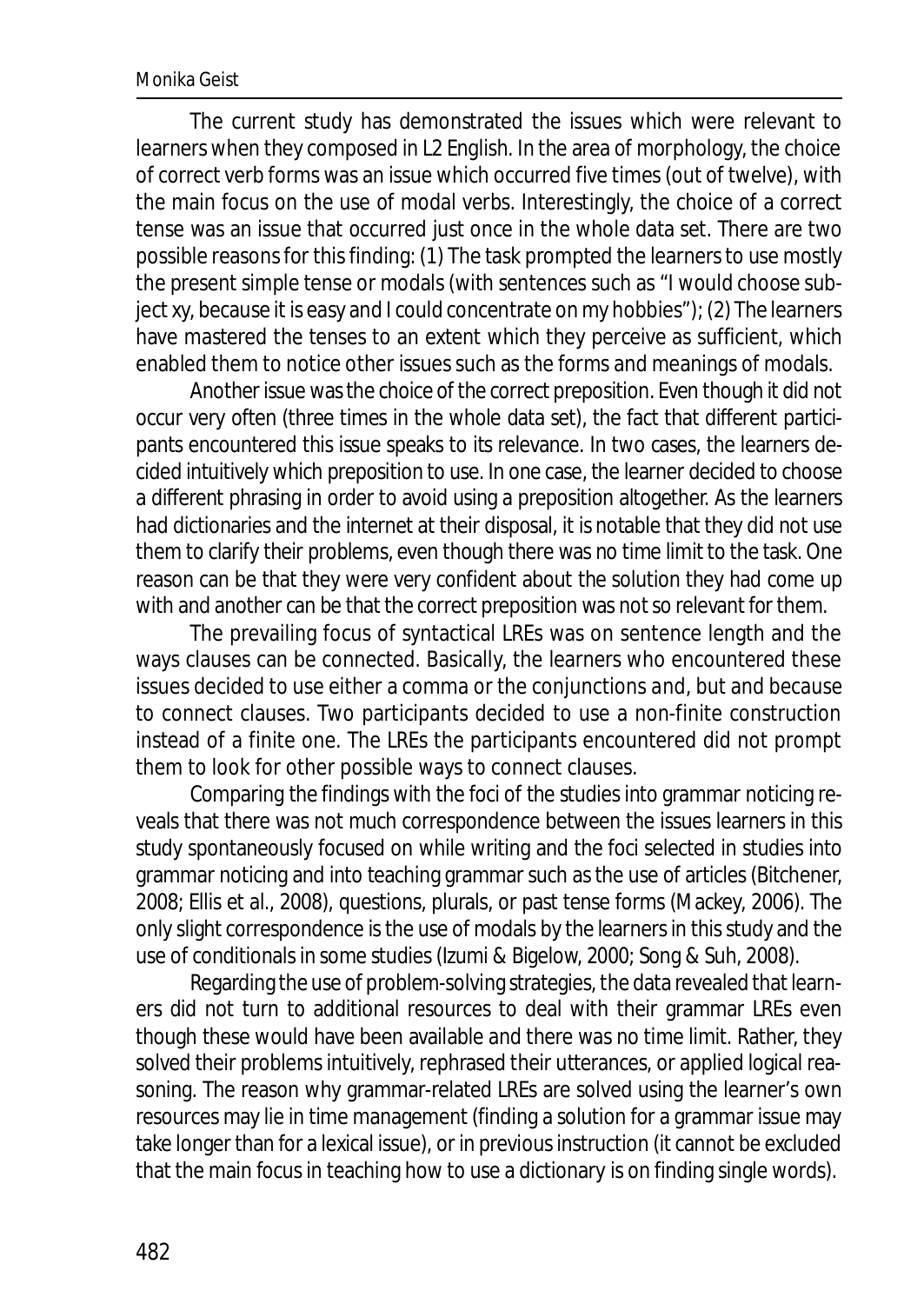The current study has demonstrated the issues which were relevant to learners when they composed in L2 English. In the area of morphology, the choice of correct verb forms was an issue which occurred five times (out of twelve), with the main focus on the use of modal verbs. Interestingly, the choice of a correct tense was an issue that occurred just once in the whole data set. There are two possible reasons for this finding: (1) The task prompted the learners to use mostly the present simple tense or modals (with sentences such as "I would choose subject xy, because it is easy and I could concentrate on my hobbies"); (2) The learners have mastered the tenses to an extent which they perceive as sufficient, which enabled them to notice other issues such as the forms and meanings of modals.

Another issue was the choice of the correct preposition. Even though it did not occur very often (three times in the whole data set), the fact that different participants encountered this issue speaks to its relevance. In two cases, the learners decided intuitively which preposition to use. In one case, the learner decided to choose a different phrasing in order to avoid using a preposition altogether. As the learners had dictionaries and the internet at their disposal, it is notable that they did not use them to clarify their problems, even though there was no time limit to the task. One reason can be that they were very confident about the solution they had come up with and another can be that the correct preposition was not so relevant for them.

The prevailing focus of syntactical LREs was on sentence length and the ways clauses can be connected. Basically, the learners who encountered these issues decided to use either a comma or the conjunctions *and*, *but* and *because* to connect clauses. Two participants decided to use a non-finite construction instead of a finite one. The LREs the participants encountered did not prompt them to look for other possible ways to connect clauses.

Comparing the findings with the foci of the studies into grammar noticing reveals that there was not much correspondence between the issues learners in this study spontaneously focused on while writing and the foci selected in studies into grammar noticing and into teaching grammar such as the use of articles (Bitchener, 2008; Ellis et al., 2008), questions, plurals, or past tense forms (Mackey, 2006). The only slight correspondence is the use of modals by the learners in this study and the use of conditionals in some studies (Izumi & Bigelow, 2000; Song & Suh, 2008).

Regarding the use of problem-solving strategies, the data revealed that learners did not turn to additional resources to deal with their grammar LREs even though these would have been available and there was no time limit. Rather, they solved their problems intuitively, rephrased their utterances, or applied logical reasoning. The reason why grammar-related LREs are solved using the learner's own resources may lie in time management (finding a solution for a grammar issue may take longer than for a lexical issue), or in previous instruction (it cannot be excluded that the main focus in teaching how to use a dictionary is on finding single words).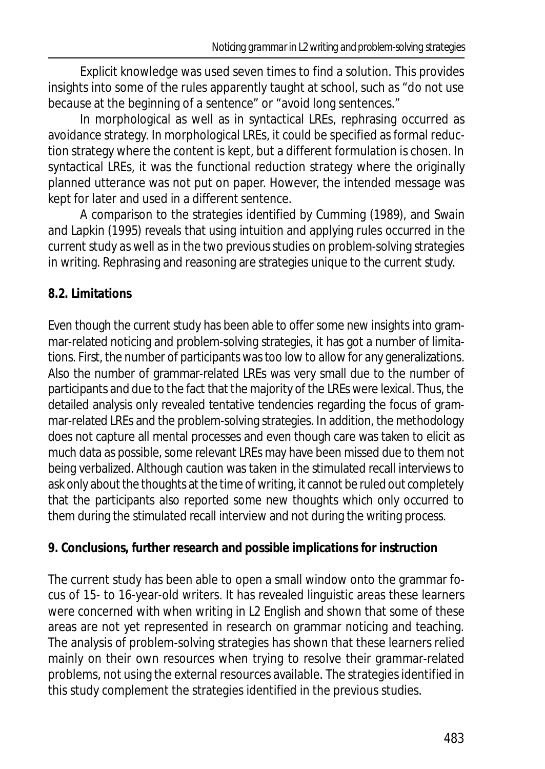Explicit knowledge was used seven times to find a solution. This provides insights into some of the rules apparently taught at school, such as "do not use because at the beginning of a sentence" or "avoid long sentences."

In morphological as well as in syntactical LREs, rephrasing occurred as avoidance strategy. In morphological LREs, it could be specified as formal reduction strategy where the content is kept, but a different formulation is chosen. In syntactical LREs, it was the functional reduction strategy where the originally planned utterance was not put on paper. However, the intended message was kept for later and used in a different sentence.

A comparison to the strategies identified by Cumming (1989), and Swain and Lapkin (1995) reveals that using intuition and applying rules occurred in the current study as well as in the two previous studies on problem-solving strategies in writing. Rephrasing and reasoning are strategies unique to the current study.

### 8.2. Limitations

Even though the current study has been able to offer some new insights into grammar-related noticing and problem-solving strategies, it has got a number of limitations. First, the number of participants was too low to allow for any generalizations. Also the number of grammar-related LREs was very small due to the number of participants and due to the fact that the majority of the LREs were lexical. Thus, the detailed analysis only revealed tentative tendencies regarding the focus of grammar-related LREs and the problem-solving strategies. In addition, the methodology does not capture all mental processes and even though care was taken to elicit as much data as possible, some relevant LREs may have been missed due to them not being verbalized. Although caution was taken in the stimulated recall interviews to ask only about the thoughts at the time of writing, it cannot be ruled out completely that the participants also reported some new thoughts which only occurred to them during the stimulated recall interview and not during the writing process.

## 9. Conclusions, further research and possible implications for instruction

The current study has been able to open a small window onto the grammar focus of 15- to 16-year-old writers. It has revealed linguistic areas these learners were concerned with when writing in L2 English and shown that some of these areas are not yet represented in research on grammar noticing and teaching. The analysis of problem-solving strategies has shown that these learners relied mainly on their own resources when trying to resolve their grammar-related problems, not using the external resources available. The strategies identified in this study complement the strategies identified in the previous studies.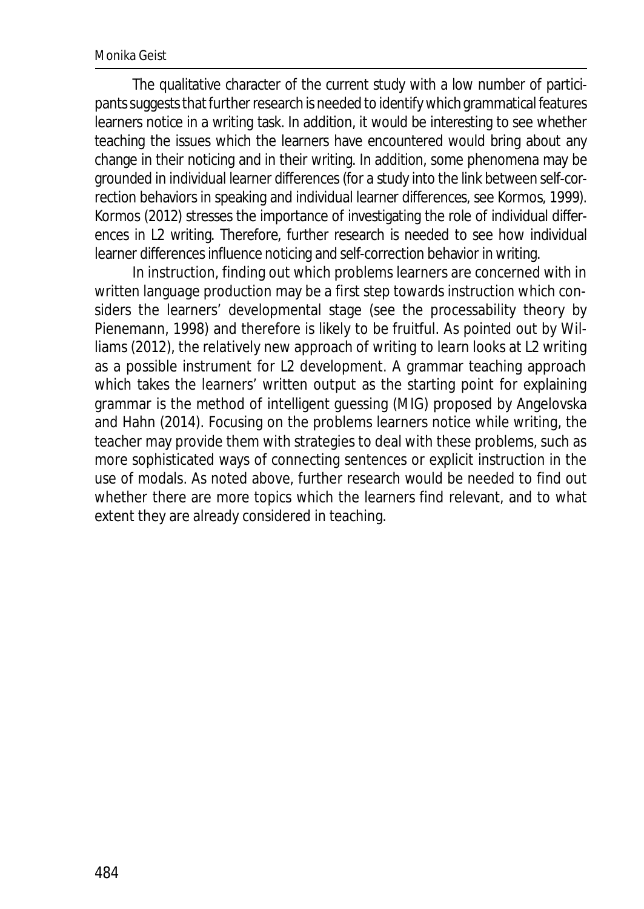The qualitative character of the current study with a low number of participants suggests that further research is needed to identify which grammatical features learners notice in a writing task. In addition, it would be interesting to see whether teaching the issues which the learners have encountered would bring about any change in their noticing and in their writing. In addition, some phenomena may be grounded in individual learner differences (for a study into the link between self-correction behaviors in speaking and individual learner differences, see Kormos, 1999). Kormos (2012) stresses the importance of investigating the role of individual differences in L2 writing. Therefore, further research is needed to see how individual learner differences influence noticing and self-correction behavior in writing.

In instruction, finding out which problems learners are concerned with in written language production may be a first step towards instruction which considers the learners' developmental stage (see the processability theory by Pienemann, 1998) and therefore is likely to be fruitful. As pointed out by Williams (2012), the relatively new approach of *writing to learn* looks at L2 writing as a possible instrument for L2 development. A grammar teaching approach which takes the learners' written output as the starting point for explaining grammar is the method of intelligent guessing (MIG) proposed by Angelovska and Hahn (2014). Focusing on the problems learners notice while writing, the teacher may provide them with strategies to deal with these problems, such as more sophisticated ways of connecting sentences or explicit instruction in the use of modals. As noted above, further research would be needed to find out whether there are more topics which the learners find relevant, and to what extent they are already considered in teaching.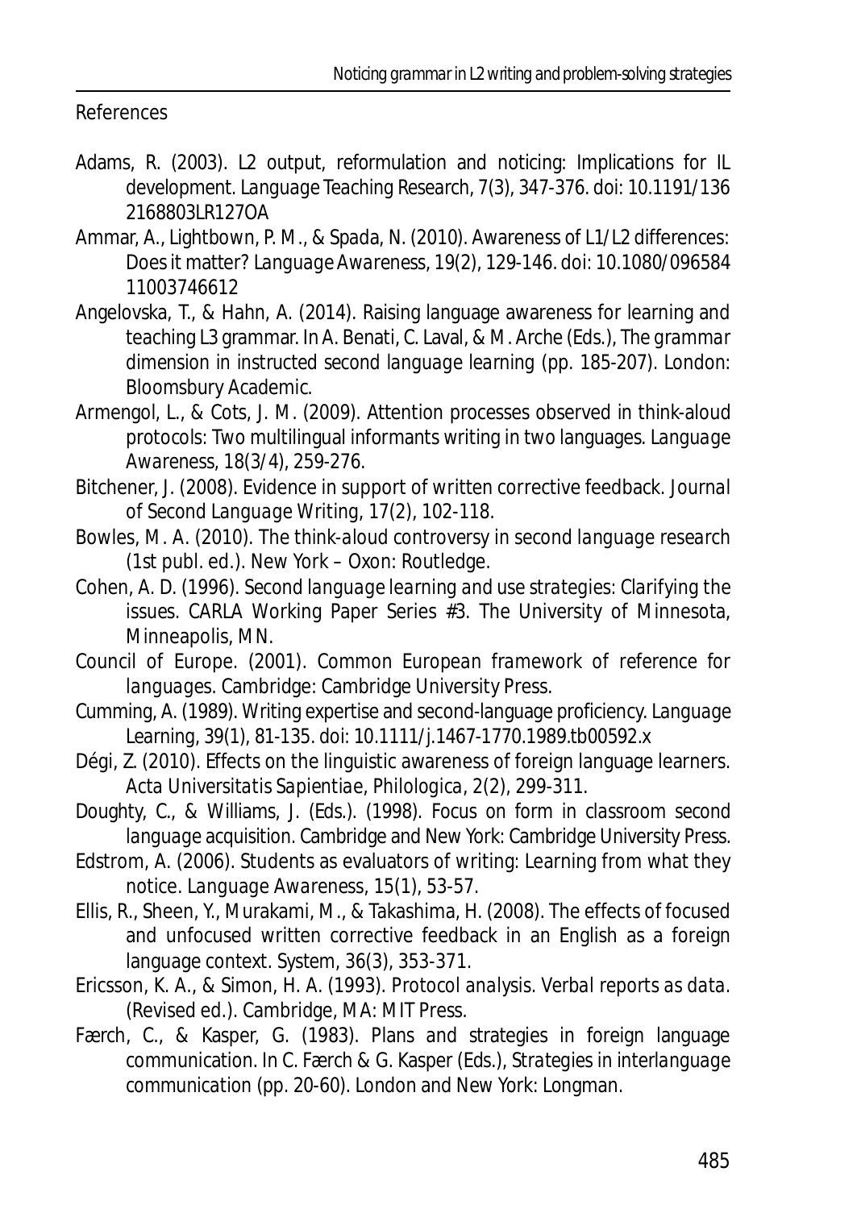## References

Adams, R. (2003). L2 output, reformulation and noticing: Implications for IL development. *Language Teaching Research*, 7(3), 347-376. doi: 10.1191/1362168803LR127OA

Ammar, A., Lightbown, P. M., & Spada, N. (2010). Awareness of L1/L2 differences: Does it matter? *Language Awareness*, 19(2), 129-146. doi: 10.1080/09658411003746612

Angelovska, T., & Hahn, A. (2014). Raising language awareness for learning and teaching L3 grammar. In A. Benati, C. Laval, & M. Arche (Eds.), *The grammar dimension in instructed second language learning* (pp. 185-207). London: Bloomsbury Academic.

Armengol, L., & Cots, J. M. (2009). Attention processes observed in think-aloud protocols: Two multilingual informants writing in two languages. *Language Awareness*, 18(3/4), 259-276.

Bitchener, J. (2008). Evidence in support of written corrective feedback. *Journal of Second Language Writing*, 17(2), 102-118.

Bowles, M. A. (2010). *The think-aloud controversy in second language research* (1st publ. ed.). New York – Oxon: Routledge.

Cohen, A. D. (1996). *Second language learning and use strategies: Clarifying the issues*. CARLA Working Paper Series #3. The University of Minnesota, Minneapolis, MN.

Council of Europe. (2001). *Common European framework of reference for languages*. Cambridge: Cambridge University Press.

Cumming, A. (1989). Writing expertise and second-language proficiency. *Language Learning*, 39(1), 81-135. doi: 10.1111/j.1467-1770.1989.tb00592.x

Dégi, Z. (2010). Effects on the linguistic awareness of foreign language learners. *Acta Universitatis Sapientiae, Philologica*, 2(2), 299-311.

Doughty, C., & Williams, J. (Eds.). (1998). *Focus on form in classroom second language acquisition*. Cambridge and New York: Cambridge University Press.

Edstrom, A. (2006). Students as evaluators of writing: Learning from what they notice. *Language Awareness*, 15(1), 53-57.

Ellis, R., Sheen, Y., Murakami, M., & Takashima, H. (2008). The effects of focused and unfocused written corrective feedback in an English as a foreign language context. *System*, 36(3), 353-371.

Ericsson, K. A., & Simon, H. A. (1993). *Protocol analysis. Verbal reports as data*. (Revised ed.). Cambridge, MA: MIT Press.

Færch, C., & Kasper, G. (1983). Plans and strategies in foreign language communication. In C. Færch & G. Kasper (Eds.), *Strategies in interlanguage communication* (pp. 20-60). London and New York: Longman.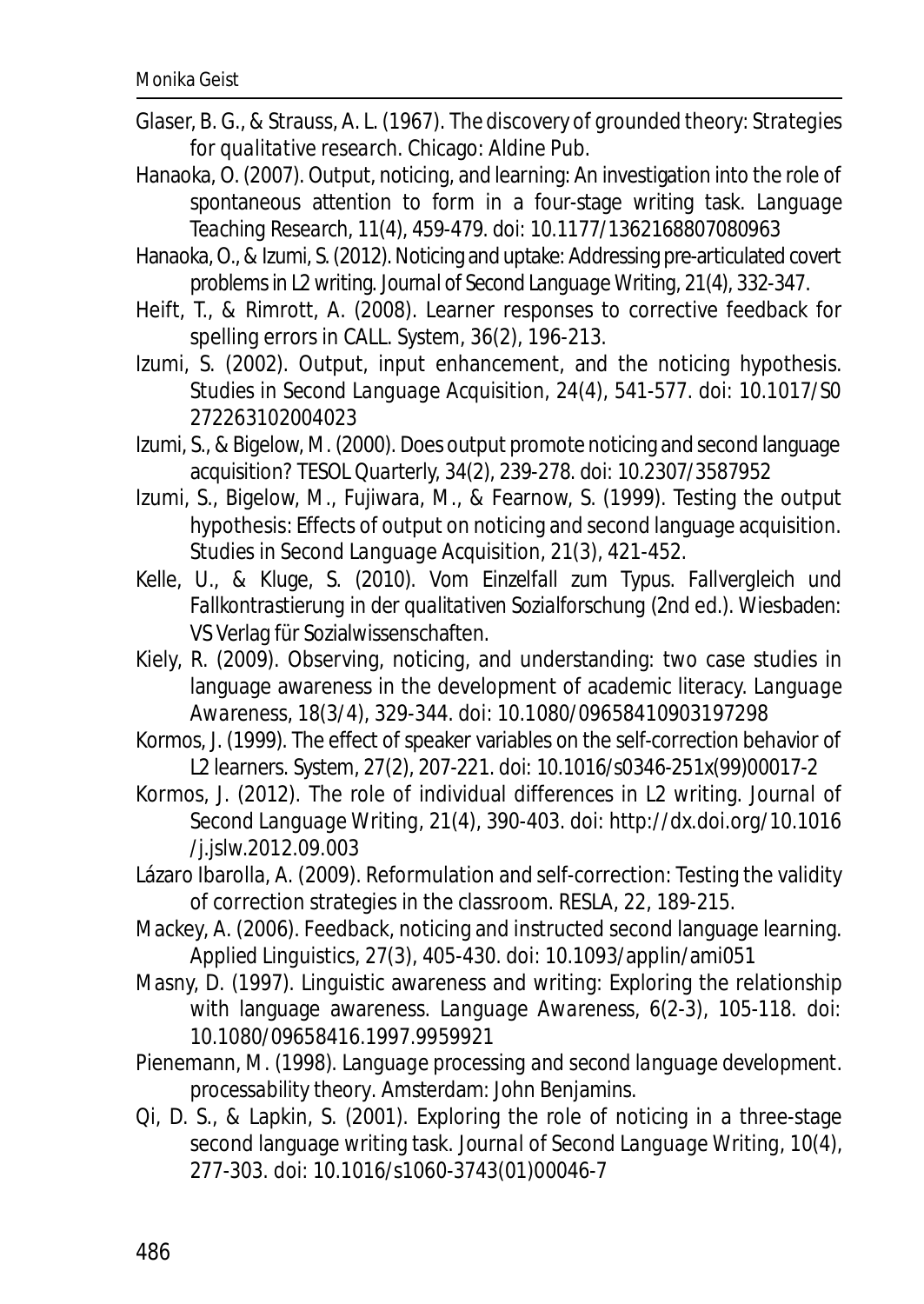Glaser, B. G., & Strauss, A. L. (1967). *The discovery of grounded theory: Strategies for qualitative research*. Chicago: Aldine Pub.

Hanaoka, O. (2007). Output, noticing, and learning: An investigation into the role of spontaneous attention to form in a four-stage writing task. *Language Teaching Research, 11*(4), 459-479. doi: 10.1177/1362168807080963

Hanaoka, O., & Izumi, S. (2012). Noticing and uptake: Addressing pre-articulated covert problems in L2 writing. *Journal of Second Language Writing, 21*(4), 332-347.

Heift, T., & Rimrott, A. (2008). Learner responses to corrective feedback for spelling errors in CALL. *System, 36*(2), 196-213.

Izumi, S. (2002). Output, input enhancement, and the noticing hypothesis. *Studies in Second Language Acquisition, 24*(4), 541-577. doi: 10.1017/S0272263102004023

Izumi, S., & Bigelow, M. (2000). Does output promote noticing and second language acquisition? *TESOL Quarterly, 34*(2), 239-278. doi: 10.2307/3587952

Izumi, S., Bigelow, M., Fujiwara, M., & Fearnow, S. (1999). Testing the output hypothesis: Effects of output on noticing and second language acquisition. *Studies in Second Language Acquisition, 21*(3), 421-452.

Kelle, U., & Kluge, S. (2010). *Vom Einzelfall zum Typus. Fallvergleich und Fallkontrastierung in der qualitativen Sozialforschung* (2nd ed.). Wiesbaden: VS Verlag für Sozialwissenschaften.

Kiely, R. (2009). Observing, noticing, and understanding: two case studies in language awareness in the development of academic literacy. *Language Awareness, 18*(3/4), 329-344. doi: 10.1080/09658410903197298

Kormos, J. (1999). The effect of speaker variables on the self-correction behavior of L2 learners. *System, 27*(2), 207-221. doi: 10.1016/s0346-251x(99)00017-2

Kormos, J. (2012). The role of individual differences in L2 writing. *Journal of Second Language Writing, 21*(4), 390-403. doi: http://dx.doi.org/10.1016/j.jslw.2012.09.003

Lázaro Ibarolla, A. (2009). Reformulation and self-correction: Testing the validity of correction strategies in the classroom. *RESLA, 22*, 189-215.

Mackey, A. (2006). Feedback, noticing and instructed second language learning. *Applied Linguistics, 27*(3), 405-430. doi: 10.1093/applin/ami051

Masny, D. (1997). Linguistic awareness and writing: Exploring the relationship with language awareness. *Language Awareness, 6*(2-3), 105-118. doi: 10.1080/09658416.1997.9959921

Pienemann, M. (1998). *Language processing and second language development. processability theory*. Amsterdam: John Benjamins.

Qi, D. S., & Lapkin, S. (2001). Exploring the role of noticing in a three-stage second language writing task. *Journal of Second Language Writing, 10*(4), 277-303. doi: 10.1016/s1060-3743(01)00046-7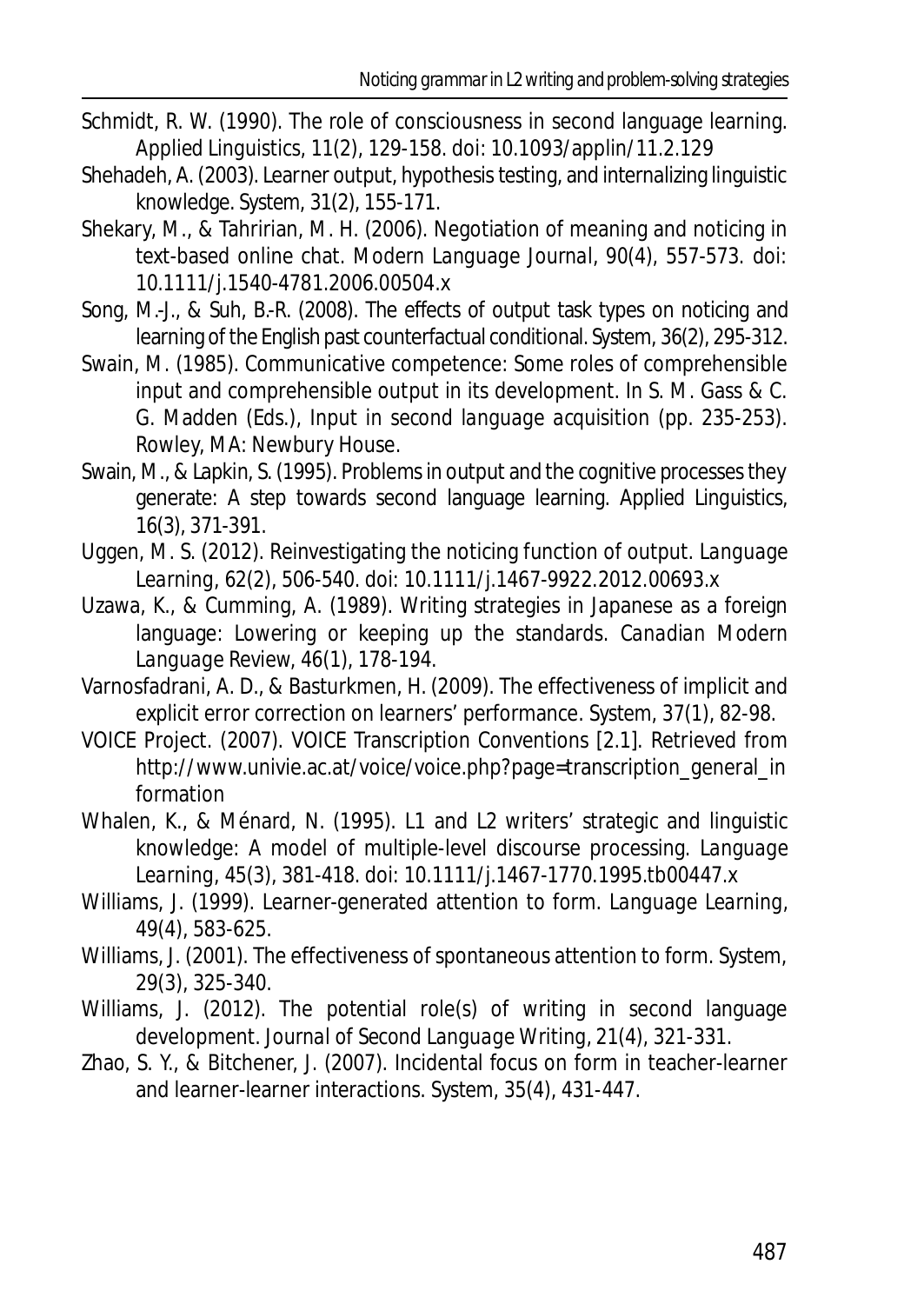Schmidt, R. W. (1990). The role of consciousness in second language learning. Applied Linguistics, 11(2), 129-158. doi: 10.1093/applin/11.2.129

Shehadeh, A. (2003). Learner output, hypothesis testing, and internalizing linguistic knowledge. System, 31(2), 155-171.

Shekary, M., & Tahririan, M. H. (2006). Negotiation of meaning and noticing in text-based online chat. Modern Language Journal, 90(4), 557-573. doi: 10.1111/j.1540-4781.2006.00504.x

Song, M.-J., & Suh, B.-R. (2008). The effects of output task types on noticing and learning of the English past counterfactual conditional. System, 36(2), 295-312.

Swain, M. (1985). Communicative competence: Some roles of comprehensible input and comprehensible output in its development. In S. M. Gass & C. G. Madden (Eds.), Input in second language acquisition (pp. 235-253). Rowley, MA: Newbury House.

Swain, M., & Lapkin, S. (1995). Problems in output and the cognitive processes they generate: A step towards second language learning. Applied Linguistics, 16(3), 371-391.

Uggen, M. S. (2012). Reinvestigating the noticing function of output. Language Learning, 62(2), 506-540. doi: 10.1111/j.1467-9922.2012.00693.x

Uzawa, K., & Cumming, A. (1989). Writing strategies in Japanese as a foreign language: Lowering or keeping up the standards. Canadian Modern Language Review, 46(1), 178-194.

Varnosfadrani, A. D., & Basturkmen, H. (2009). The effectiveness of implicit and explicit error correction on learners' performance. System, 37(1), 82-98.

VOICE Project. (2007). VOICE Transcription Conventions [2.1]. Retrieved from http://www.univie.ac.at/voice/voice.php?page=transcription_general_information

Whalen, K., & Ménard, N. (1995). L1 and L2 writers' strategic and linguistic knowledge: A model of multiple-level discourse processing. Language Learning, 45(3), 381-418. doi: 10.1111/j.1467-1770.1995.tb00447.x

Williams, J. (1999). Learner-generated attention to form. Language Learning, 49(4), 583-625.

Williams, J. (2001). The effectiveness of spontaneous attention to form. System, 29(3), 325-340.

Williams, J. (2012). The potential role(s) of writing in second language development. Journal of Second Language Writing, 21(4), 321-331.

Zhao, S. Y., & Bitchener, J. (2007). Incidental focus on form in teacher-learner and learner-learner interactions. System, 35(4), 431-447.